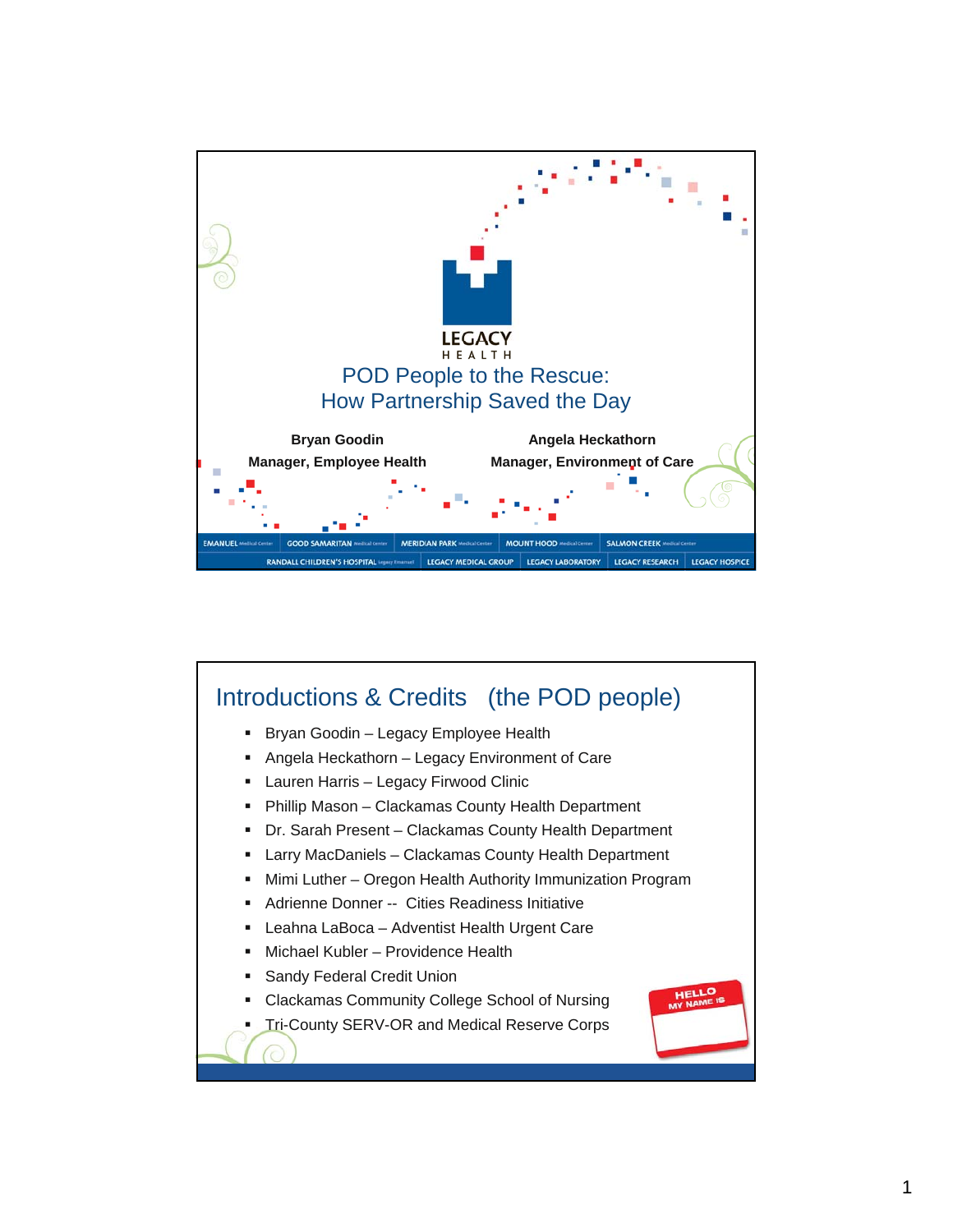LEGACY HEALTH

# POD People to the Rescue: How Partnership Saved the Day

**Bryan Goodin**
**Manager, Employee Health**

**Angela Heckathorn**
**Manager, Environment of Care**

EMANUEL Medical Center | GOOD SAMARITAN Medical Center | MERIDIAN PARK Medical Center | MOUNT HOOD Medical Center | SALMON CREEK Medical Center
RANDALL CHILDREN'S HOSPITAL Legacy Emanuel | LEGACY MEDICAL GROUP | LEGACY LABORATORY | LEGACY RESEARCH | LEGACY HOSPICE

## Introductions & Credits (the POD people)

- Bryan Goodin – Legacy Employee Health
- Angela Heckathorn – Legacy Environment of Care
- Lauren Harris – Legacy Firwood Clinic
- Phillip Mason – Clackamas County Health Department
- Dr. Sarah Present – Clackamas County Health Department
- Larry MacDaniels – Clackamas County Health Department
- Mimi Luther – Oregon Health Authority Immunization Program
- Adrienne Donner -- Cities Readiness Initiative
- Leahna LaBoca – Adventist Health Urgent Care
- Michael Kubler – Providence Health
- Sandy Federal Credit Union
- Clackamas Community College School of Nursing
- Tri-County SERV-OR and Medical Reserve Corps

HELLO MY NAME IS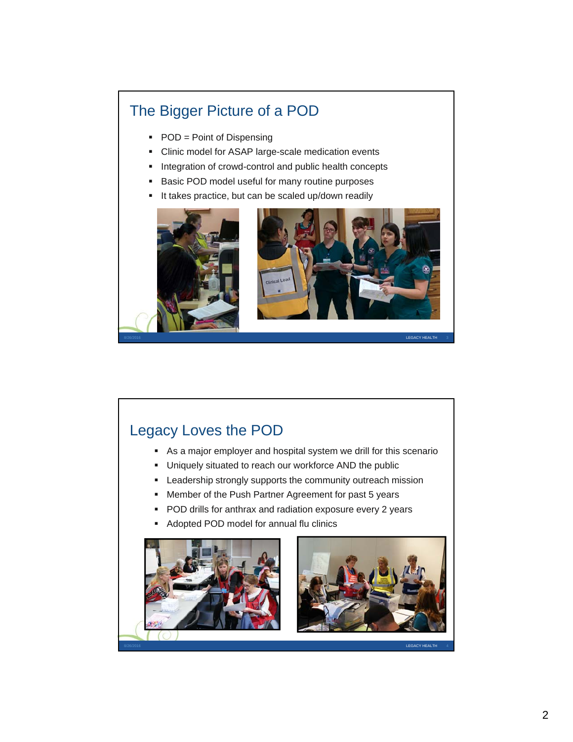## The Bigger Picture of a POD

- POD = Point of Dispensing
- Clinic model for ASAP large-scale medication events
- Integration of crowd-control and public health concepts
- Basic POD model useful for many routine purposes
- It takes practice, but can be scaled up/down readily

## Legacy Loves the POD

- As a major employer and hospital system we drill for this scenario
- Uniquely situated to reach our workforce AND the public
- Leadership strongly supports the community outreach mission
- Member of the Push Partner Agreement for past 5 years
- POD drills for anthrax and radiation exposure every 2 years
- Adopted POD model for annual flu clinics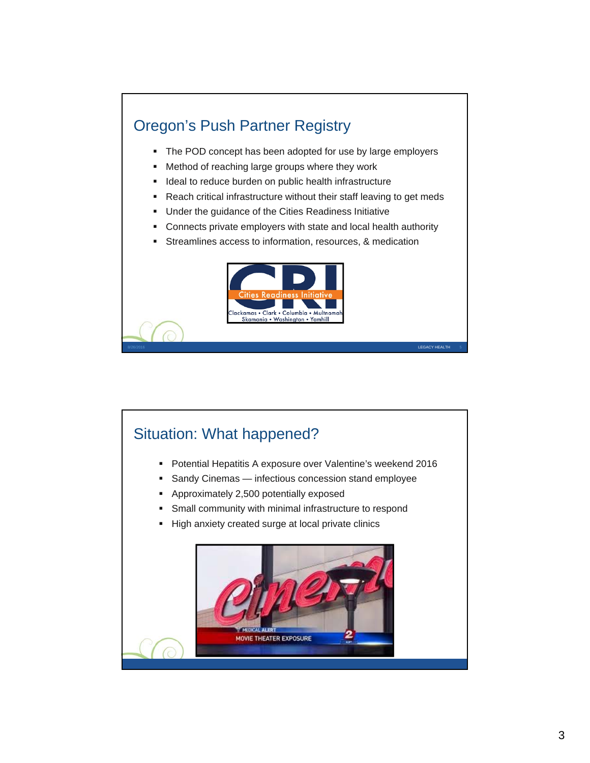## Oregon's Push Partner Registry

- The POD concept has been adopted for use by large employers
- Method of reaching large groups where they work
- Ideal to reduce burden on public health infrastructure
- Reach critical infrastructure without their staff leaving to get meds
- Under the guidance of the Cities Readiness Initiative
- Connects private employers with state and local health authority
- Streamlines access to information, resources, & medication

## Situation: What happened?

- Potential Hepatitis A exposure over Valentine's weekend 2016
- Sandy Cinemas — infectious concession stand employee
- Approximately 2,500 potentially exposed
- Small community with minimal infrastructure to respond
- High anxiety created surge at local private clinics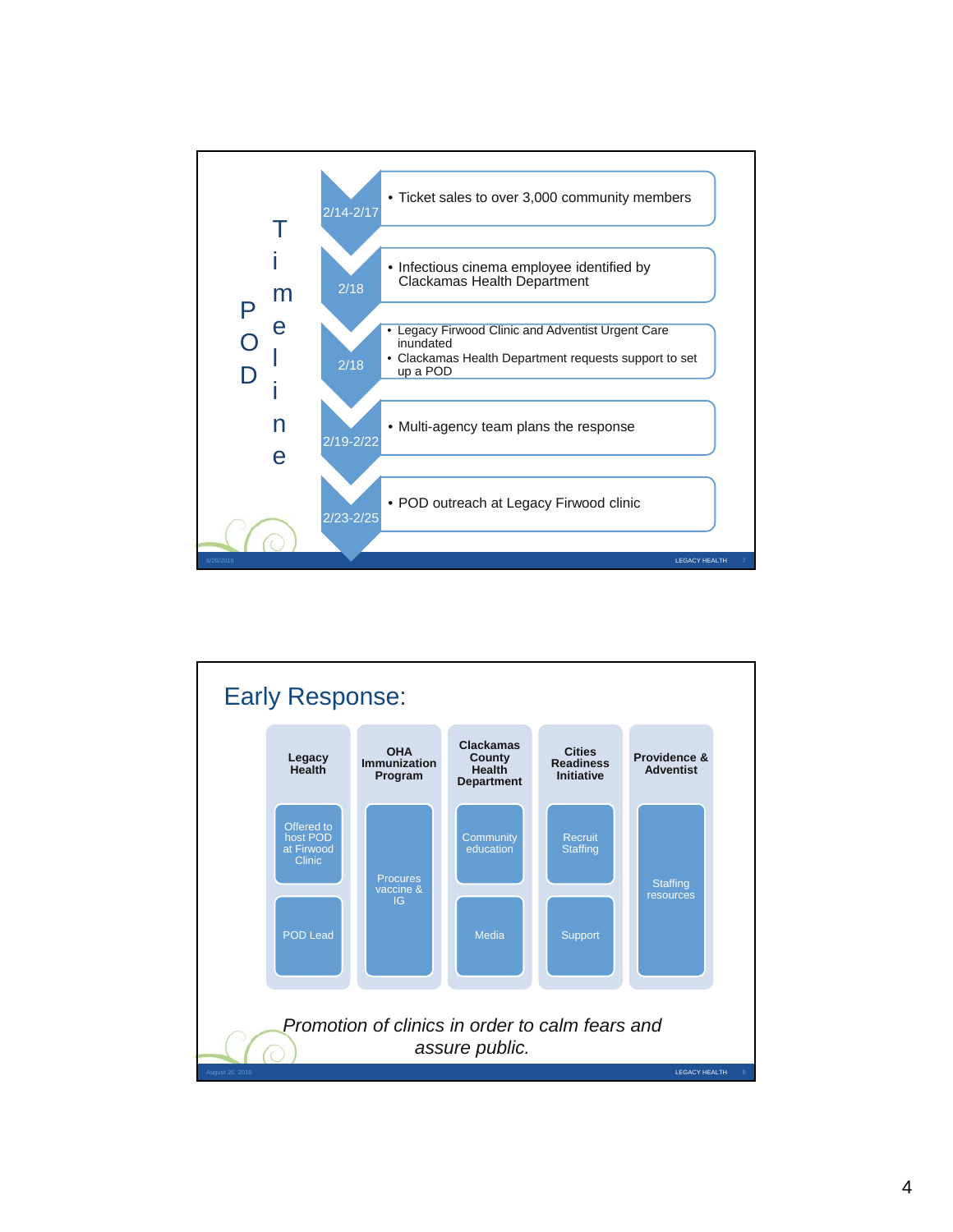## POD Timeline

- **2/14-2/17**
  - Ticket sales to over 3,000 community members
- **2/18**
  - Infectious cinema employee identified by Clackamas Health Department
- **2/18**
  - Legacy Firwood Clinic and Adventist Urgent Care inundated
  - Clackamas Health Department requests support to set up a POD
- **2/19-2/22**
  - Multi-agency team plans the response
- **2/23-2/25**
  - POD outreach at Legacy Firwood clinic

# Early Response:

| Legacy Health | OHA Immunization Program | Clackamas County Health Department | Cities Readiness Initiative | Providence & Adventist |
|---|---|---|---|---|
| Offered to host POD at Firwood Clinic | Procures vaccine & IG | Community education | Recruit Staffing | Staffing resources |
| POD Lead | | Media | Support | |

*Promotion of clinics in order to calm fears and assure public.*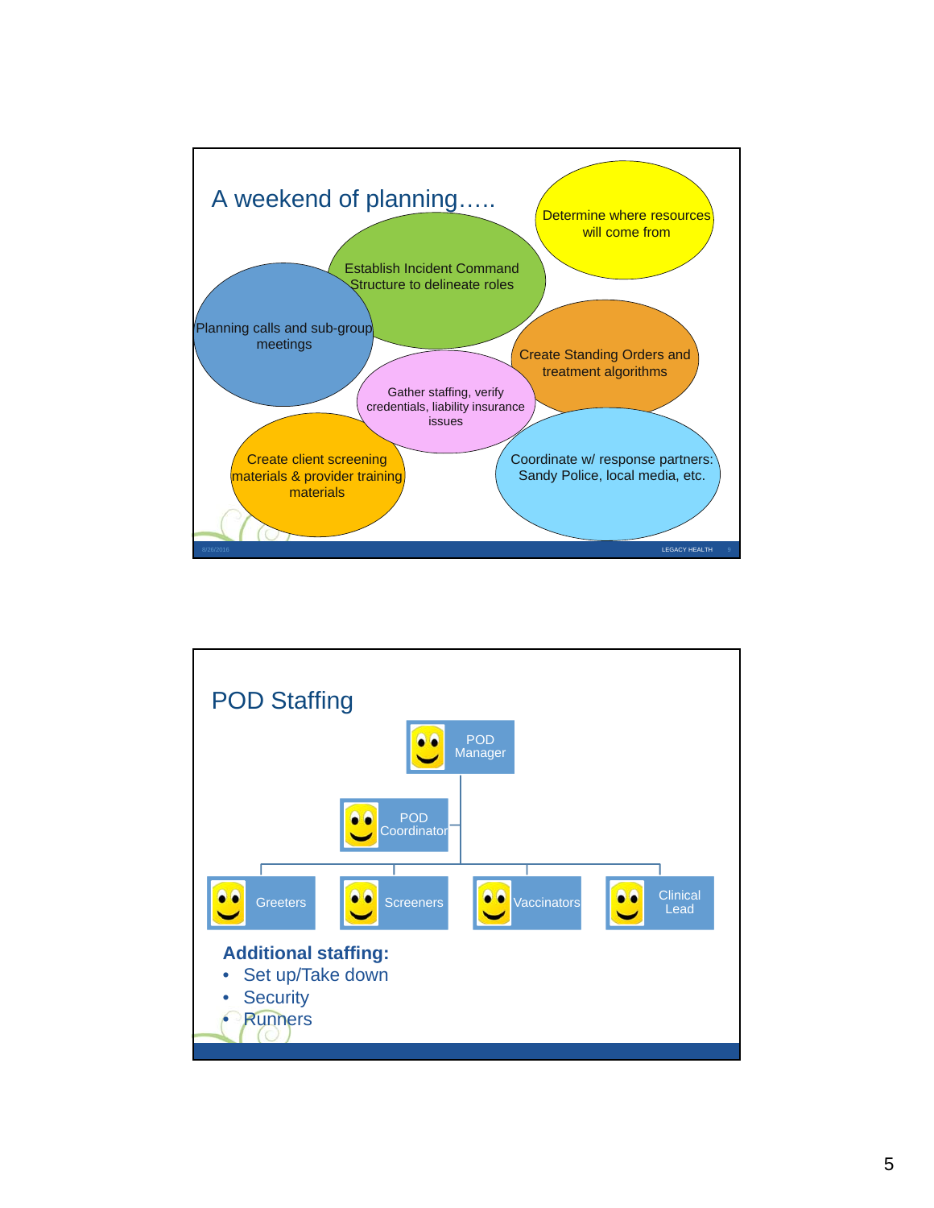## A weekend of planning…..

- Determine where resources will come from
- Establish Incident Command Structure to delineate roles
- Planning calls and sub-group meetings
- Create Standing Orders and treatment algorithms
- Gather staffing, verify credentials, liability insurance issues
- Create client screening materials & provider training materials
- Coordinate w/ response partners: Sandy Police, local media, etc.

## POD Staffing

- POD Manager
  - POD Coordinator
  - Greeters
  - Screeners
  - Vaccinators
  - Clinical Lead

**Additional staffing:**

- Set up/Take down
- Security
- Runners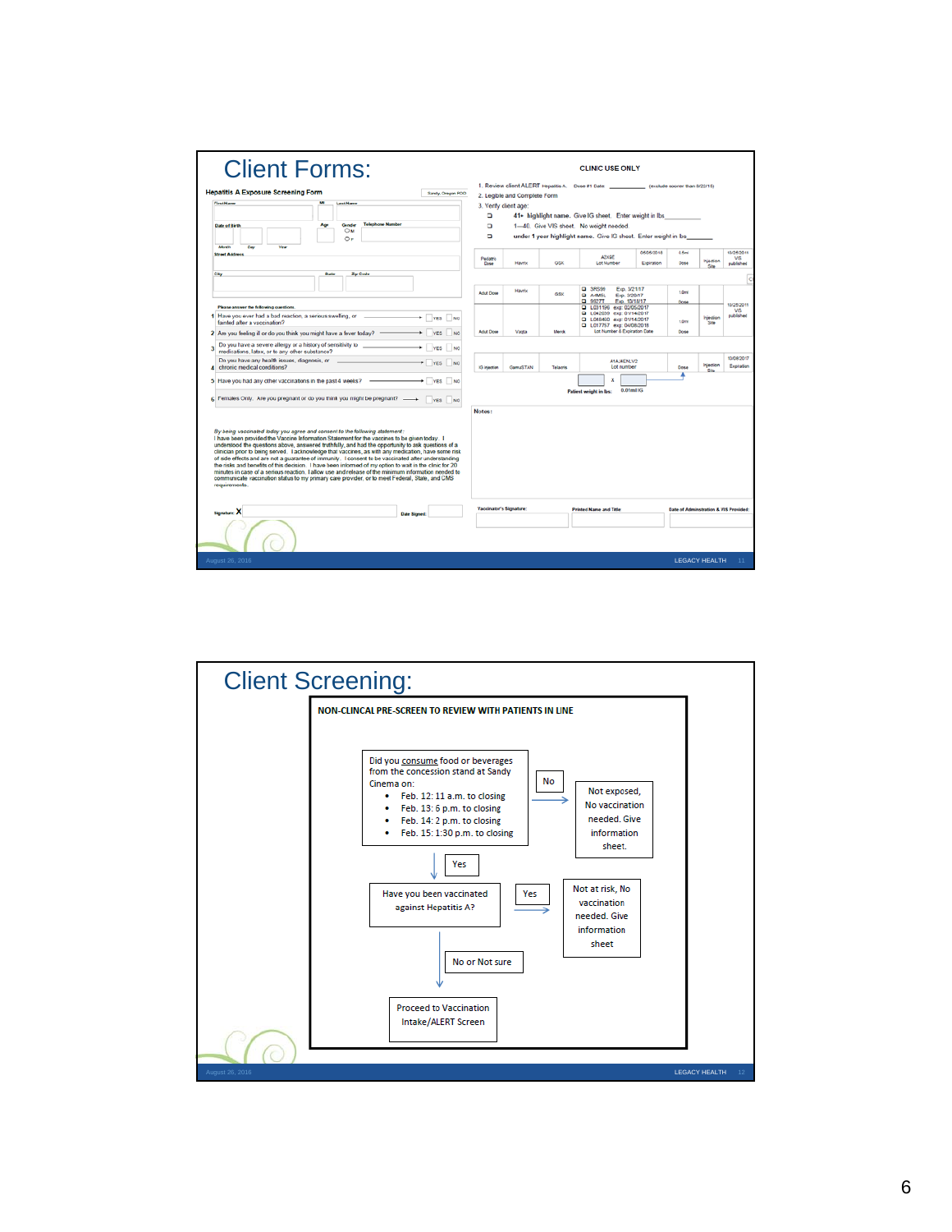# Client Forms:

**Hepatitis A Exposure Screening Form** — Sandy, Oregon POD

First Name | MI | Last Name

Date of Birth (Month / Day / Year) | Age | Gender (M / F) | Telephone Number

Street Address

City | State | Zip Code

Please answer the following questions.

1. Have you ever had a bad reaction, a serious swelling, or fainted after a vaccination? — YES / NO
2. Are you feeling ill or do you think you might have a fever today? — YES / NO
3. Do you have a severe allergy or a history of sensitivity to medications, latex, or to any other substance? — YES / NO
4. Do you have any health issues, diagnosis, or chronic medical conditions? — YES / NO
5. Have you had any other vaccinations in the past 4 weeks? — YES / NO
6. Females Only. Are you pregnant or do you think you might be pregnant? — YES / NO

*By being vaccinated today you agree and consent to the following statement:*
I have been provided the Vaccine Information Statement for the vaccines to be given today. I understood the questions above, answered truthfully, and had the opportunity to ask questions of a clinician prior to being served. I acknowledge that vaccines, as with any medication, have some risk of side effects and are not a guarantee of immunity. I consent to be vaccinated after understanding the risks and benefits of this decision. I have been informed of my option to wait in the clinic for 20 minutes in case of a serious reaction. I allow use and release of the minimum information needed to communicate vaccination status to my primary care provider, or to meet Federal, State, and CMS requirements.

Signature: X ______ Date Signed: ______

**CLINIC USE ONLY**

1. Review client ALERT Hepatitis A. Dose #1 Date ______ (exclude sooner than 8/22/15)
2. Legible and Complete Form
3. Verify client age:
   - 41+ highlight name. Give IG sheet. Enter weight in lbs ______
   - 1—40. Give VIS sheet. No weight needed.
   - under 1 year highlight name. Give IG sheet. Enter weight in lbs ______

| | | | | | | | |
|---|---|---|---|---|---|---|---|
| Pediatric Dose | Havrix | GSK | AHAVB Lot Number | 05/05/2018 Expiration | 0.5ml Dose | Injection Site | 10/25/2011 VIS published |
| Adult Dose | Havrix | GSK | 3R59 Exp. 3/21/17; A4M9L Exp. 3/20/17; 9G077 Exp. 10/11/17 | | 1.0ml Dose | | |
| Adult Dose | Vaqta | Merck | L031196 exp: 02/05/2017; L042009 exp: 01/14/2017; L048400 exp: 01/14/2017; L017757 exp: 04/08/2018; Lot Number & Expiration Date | | 1.0ml Dose | Injection Site | 10/25/2011 VIS published |
| IG injection | GamaSTAN | Talecris | A1AJ6EN1 V2 Lot number | | Dose | Injection Site | 10/08/2017 Expiration |

Patient weight in lbs: ______ x 0.01ml/IG

Notes:

Vaccinator's Signature: | Printed Name and Title | Date of Administration & VIS Provided:

# Client Screening:

**NON-CLINCAL PRE-SCREEN TO REVIEW WITH PATIENTS IN LINE**

Did you consume food or beverages from the concession stand at Sandy Cinema on:

- Feb. 12: 11 a.m. to closing
- Feb. 13: 6 p.m. to closing
- Feb. 14: 2 p.m. to closing
- Feb. 15: 1:30 p.m. to closing

→ **No** → Not exposed, No vaccination needed. Give information sheet.

→ **Yes** → Have you been vaccinated against Hepatitis A?

- **Yes** → Not at risk, No vaccination needed. Give information sheet
- **No or Not sure** → Proceed to Vaccination Intake/ALERT Screen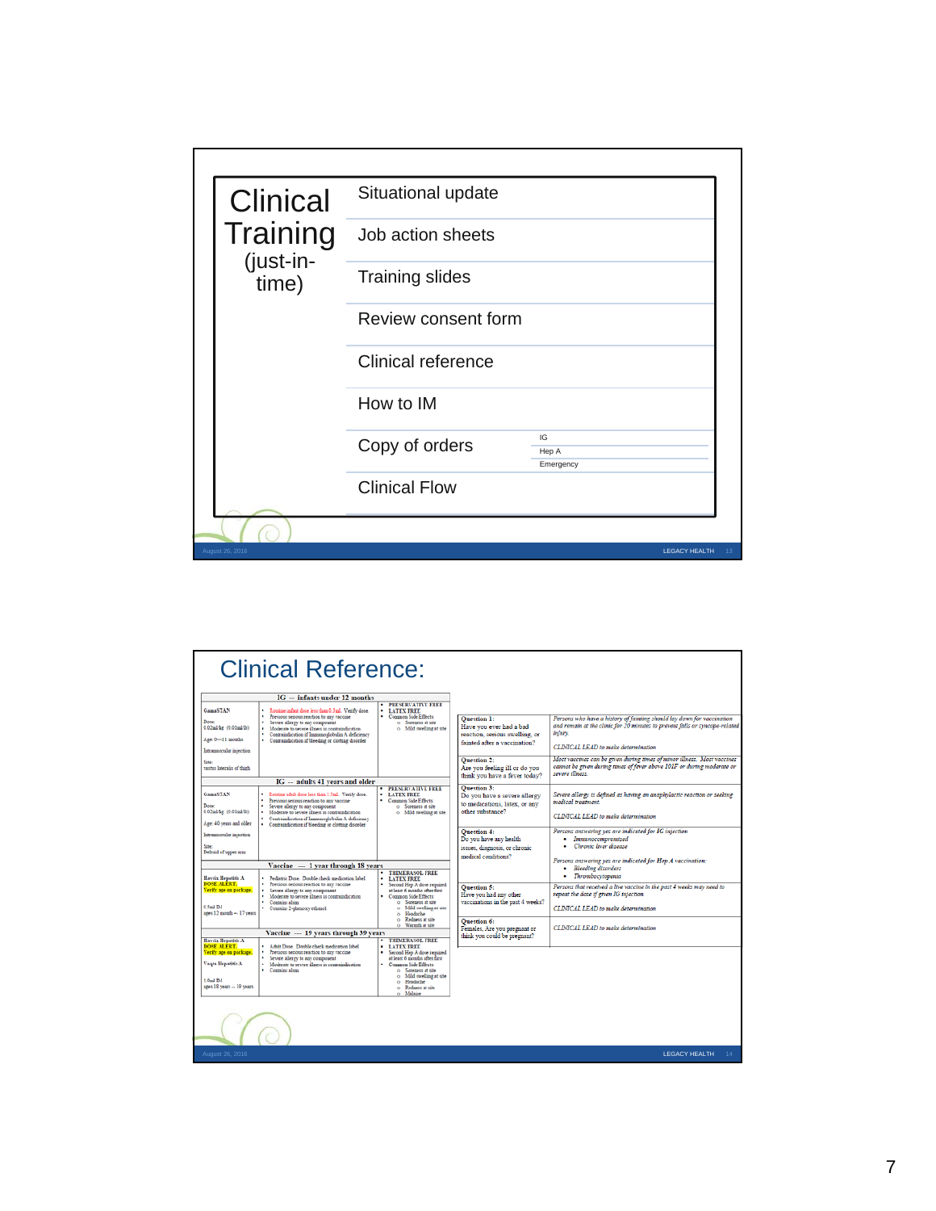# Clinical Training (just-in-time)

| | |
|---|---|
| Situational update | |
| Job action sheets | |
| Training slides | |
| Review consent form | |
| Clinical reference | |
| How to IM | |
| Copy of orders | IG<br>Hep A<br>Emergency |
| Clinical Flow | |

# Clinical Reference:

**IG -- infants under 12 months**

| | | |
|---|---|---|
| GamaSTAN<br>Dose: 0.02ml/kg (0.01ml/lb)<br>Age 0—11 months<br>Intramuscular injection<br>Site: vastus lateralis of thigh | • Routine infant dose less than 0.5ml. Verify dose.<br>• Previous serious reaction to any vaccine<br>• Severe allergy to any component<br>• Moderate to severe illness is contraindication<br>• Contraindication if Immunoglobulin A deficiency<br>• Contraindication if bleeding or clotting disorder | • PRESERVATIVE FREE<br>• LATEX FREE<br>• Common Side Effects<br>o Soreness at site<br>o Mild swelling at site |

**IG -- adults 41 years and older**

| | | |
|---|---|---|
| GamaSTAN<br>Dose: 0.02ml/kg (0.01ml/lb)<br>Age 40 years and older<br>Intramuscular injection<br>Site: Deltoid of upper arm | • Routine adult dose less than 1.5ml. Verify dose.<br>• Previous serious reaction to any vaccine<br>• Severe allergy to any component<br>• Moderate to severe illness is contraindication<br>• Contraindication if Immunoglobulin A deficiency<br>• Contraindication if bleeding or clotting disorder | • PRESERVATIVE FREE<br>• LATEX FREE<br>• Common Side Effects<br>o Soreness at site<br>o Mild swelling at site |

**Vaccine --- 1 year through 18 years**

| | | |
|---|---|---|
| Havrix Hepatitis A<br>DOSE ALERT. Verify age on package.<br>0.5ml IM<br>ages 12 month -- 17 years | • Pediatric Dose. Double check medication label<br>• Previous serious reaction to any vaccine<br>• Severe allergy to any component<br>• Moderate to severe illness is contraindication<br>• Contains alum<br>• Contains 2-phenoxy ethanol | • THIMERASOL FREE<br>• LATEX FREE<br>• Second Hep A dose required at least 6 months after first<br>• Common Side Effects<br>o Soreness at site<br>o Mild swelling at site<br>o Headache<br>o Redness at site<br>o Warmth at site |

**Vaccine --- 19 years through 39 years**

| | | |
|---|---|---|
| Havrix Hepatitis A<br>DOSE ALERT. Verify age on package.<br>Vaqta Hepatitis A<br>1.0ml IM<br>ages 18 years -- 39 years | • Adult Dose. Double check medication label<br>• Previous serious reaction to any vaccine<br>• Severe allergy to any component<br>• Moderate to severe illness is contraindication<br>• Contains alum | • THIMERASOL FREE<br>• LATEX FREE<br>• Second Hep A dose required at least 6 months after first<br>• Common Side Effects<br>o Soreness at site<br>o Mild swelling at site<br>o Headache<br>o Redness at site<br>o Malaise |

| Question | Guidance |
|---|---|
| **Question 1:** Have you ever had a bad reaction, serious swelling, or fainted after a vaccination? | *Persons who have a history of fainting should lay down for vaccination and remain at the clinic for 20 minutes to prevent falls or syncope-related injury.*<br>*CLINICAL LEAD to make determination* |
| **Question 2:** Are you feeling ill or do you think you have a fever today? | *Most vaccines can be given during times of minor illness. Most vaccines cannot be given during times of fever above 101F or during moderate or severe illness.* |
| **Question 3:** Do you have a severe allergy to medications, latex, or any other substance? | *Severe allergy is defined as having an anaphylactic reaction or seeking medical treatment.*<br>*CLINICAL LEAD to make determination* |
| **Question 4:** Do you have any health issues, diagnosis, or chronic medical conditions? | *Persons answering yes are indicated for IG injection*<br>• *Immunocompromised*<br>• *Chronic liver disease*<br>*Persons answering yes are indicated for Hep A vaccination:*<br>• *Bleeding disorders*<br>• *Thrombocytopenia* |
| **Question 5:** Have you had any other vaccinations in the past 4 weeks? | *Persons that received a live vaccine in the past 4 weeks may need to repeat the dose if given IG injection.*<br>*CLINICAL LEAD to make determination* |
| **Question 6:** Females, Are you pregnant or think you could be pregnant? | *CLINICAL LEAD to make determination* |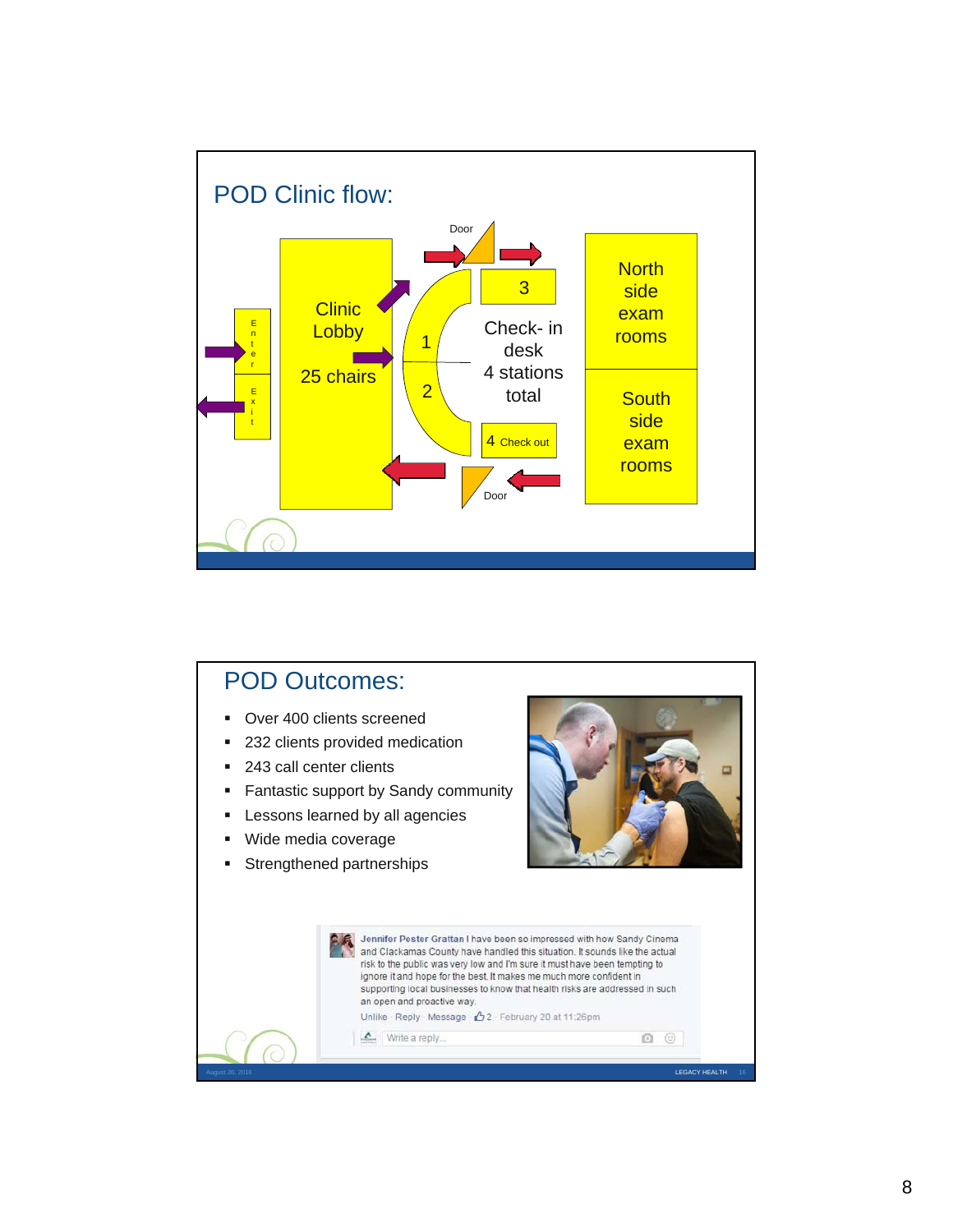## POD Clinic flow:

Door

Enter

Exit

Clinic Lobby

25 chairs

1

2

3

Check- in desk

4 stations total

4 Check out

Door

North side exam rooms

South side exam rooms

## POD Outcomes:

- Over 400 clients screened
- 232 clients provided medication
- 243 call center clients
- Fantastic support by Sandy community
- Lessons learned by all agencies
- Wide media coverage
- Strengthened partnerships

**Jennifer Pester Grattan** I have been so impressed with how Sandy Cinema and Clackamas County have handled this situation. It sounds like the actual risk to the public was very low and I'm sure it must have been tempting to ignore it and hope for the best. It makes me much more confident in supporting local businesses to know that health risks are addressed in such an open and proactive way.

Unlike · Reply · Message · 2 · February 20 at 11:26pm

Write a reply...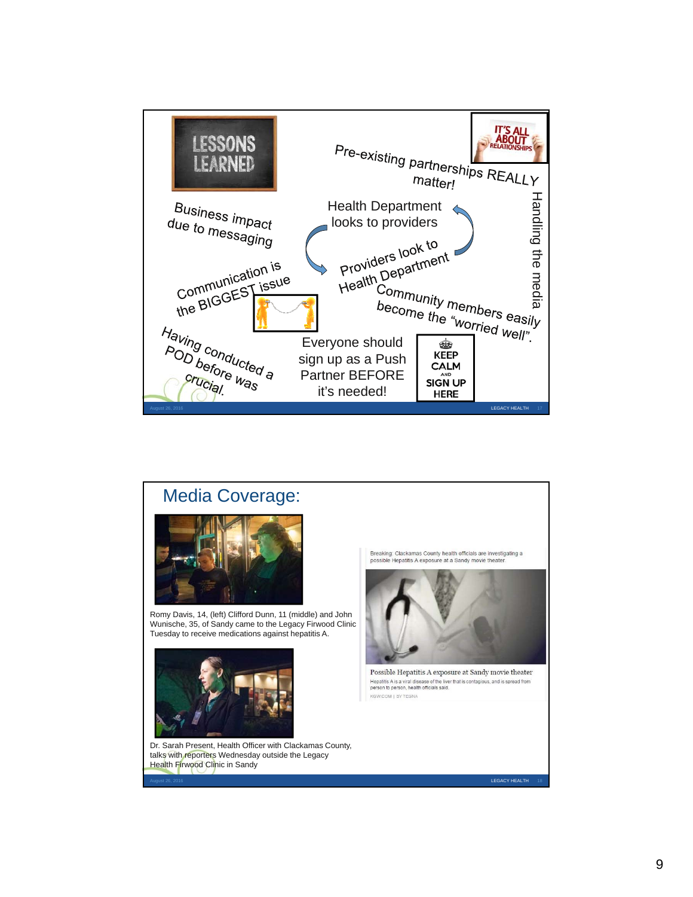## LESSONS LEARNED

IT'S ALL ABOUT RELATIONSHIPS

Pre-existing partnerships REALLY matter!

Handling the media

Business impact due to messaging

Health Department looks to providers

Providers look to Health Department

Communication is the BIGGEST issue

Community members easily become the "worried well".

Having conducted a POD before was crucial.

Everyone should sign up as a Push Partner BEFORE it's needed!

KEEP CALM AND SIGN UP HERE

## Media Coverage:

Romy Davis, 14, (left) Clifford Dunn, 11 (middle) and John Wunische, 35, of Sandy came to the Legacy Firwood Clinic Tuesday to receive medications against hepatitis A.

Dr. Sarah Present, Health Officer with Clackamas County, talks with reporters Wednesday outside the Legacy Health Firwood Clinic in Sandy

Breaking: Clackamas County health officials are investigating a possible Hepatitis A exposure at a Sandy movie theater.

Possible Hepatitis A exposure at Sandy movie theater

Hepatitis A is a viral disease of the liver that is contagious, and is spread from person to person, health officials said.

KGW.COM | BY TEGNA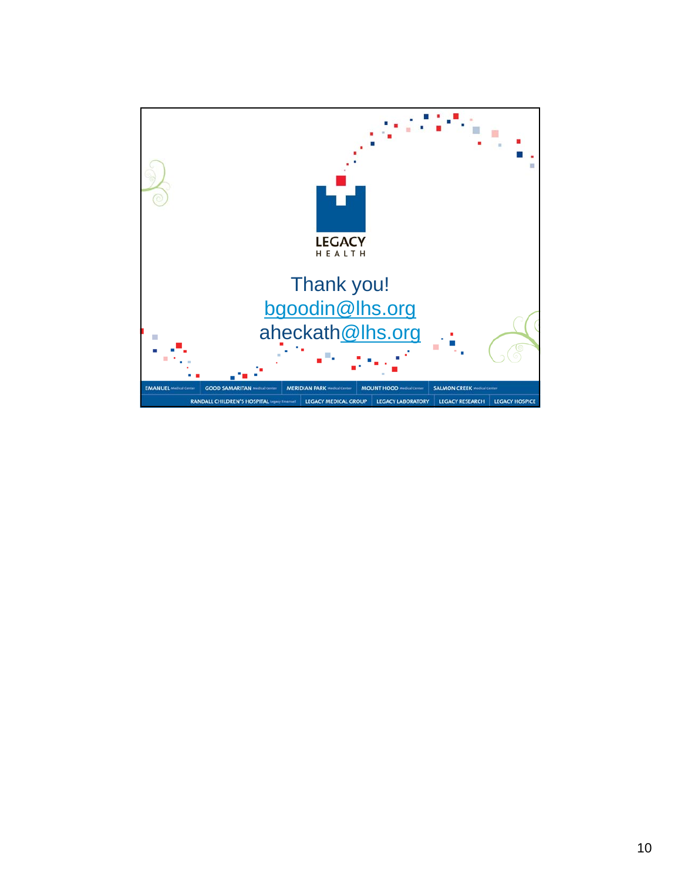LEGACY HEALTH

Thank you!

bgoodin@lhs.org

aheckath@lhs.org

EMANUEL Medical Center | GOOD SAMARITAN Medical Center | MERIDIAN PARK Medical Center | MOUNT HOOD Medical Center | SALMON CREEK Medical Center

RANDALL CHILDREN'S HOSPITAL Legacy Emanuel | LEGACY MEDICAL GROUP | LEGACY LABORATORY | LEGACY RESEARCH | LEGACY HOSPICE